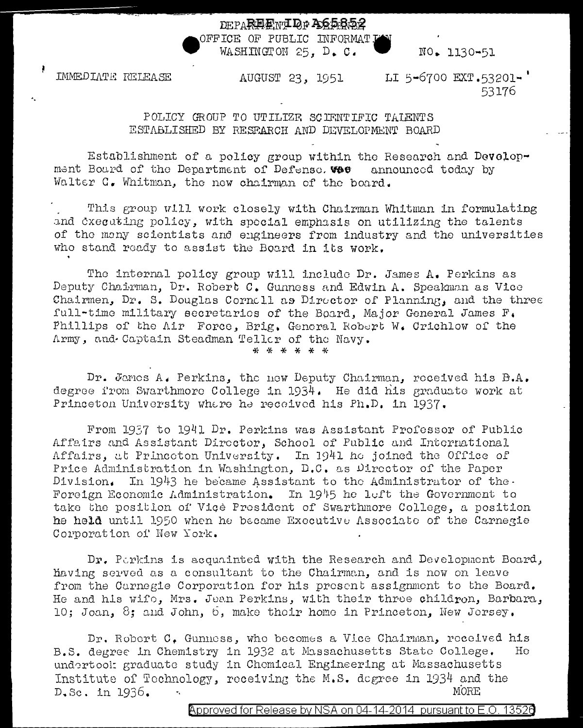DEPARTMENT OF DEFENSE
OFFICE OF PUBLIC INFORMATION
WASHINGTON 25, D. C.

NO. 1130-51

IMMEDIATE RELEASE

AUGUST 23, 1951

LI 5-6700 EXT.53201-
53176

## POLICY GROUP TO UTILIZE SCIENTIFIC TALENTS ESTABLISHED BY RESEARCH AND DEVELOPMENT BOARD

Establishment of a policy group within the Research and Development Board of the Department of Defense was announced today by Walter G. Whitman, the new chairman of the board.

This group will work closely with Chairman Whitman in formulating and executing policy, with special emphasis on utilizing the talents of the many scientists and engineers from industry and the universities who stand ready to assist the Board in its work.

The internal policy group will include Dr. James A. Perkins as Deputy Chairman, Dr. Robert C. Gunness and Edwin A. Speakman as Vice Chairmen, Dr. S. Douglas Cornell as Director of Planning, and the three full-time military secretaries of the Board, Major General James F. Phillips of the Air Force, Brig. General Robert W. Crichlow of the Army, and Captain Steadman Teller of the Navy.

\* \* \* \* \* \*

Dr. James A. Perkins, the new Deputy Chairman, received his B.A. degree from Swarthmore College in 1934. He did his graduate work at Princeton University where he received his Ph.D. in 1937.

From 1937 to 1941 Dr. Perkins was Assistant Professor of Public Affairs and Assistant Director, School of Public and International Affairs, at Princeton University. In 1941 he joined the Office of Price Administration in Washington, D.C. as Director of the Paper Division. In 1943 he became Assistant to the Administrator of the Foreign Economic Administration. In 1945 he left the Government to take the position of Vice President of Swarthmore College, a position he held until 1950 when he became Executive Associate of the Carnegie Corporation of New York.

Dr. Perkins is acquainted with the Research and Development Board, having served as a consultant to the Chairman, and is now on leave from the Carnegie Corporation for his present assignment to the Board. He and his wife, Mrs. Jean Perkins, with their three children, Barbara, 10; Joan, 8; and John, 6, make their home in Princeton, New Jersey.

Dr. Robert C. Gunness, who becomes a Vice Chairman, received his B.S. degree in Chemistry in 1932 at Massachusetts State College. He undertook graduate study in Chemical Engineering at Massachusetts Institute of Technology, receiving the M.S. degree in 1934 and the D.Sc. in 1936.

MORE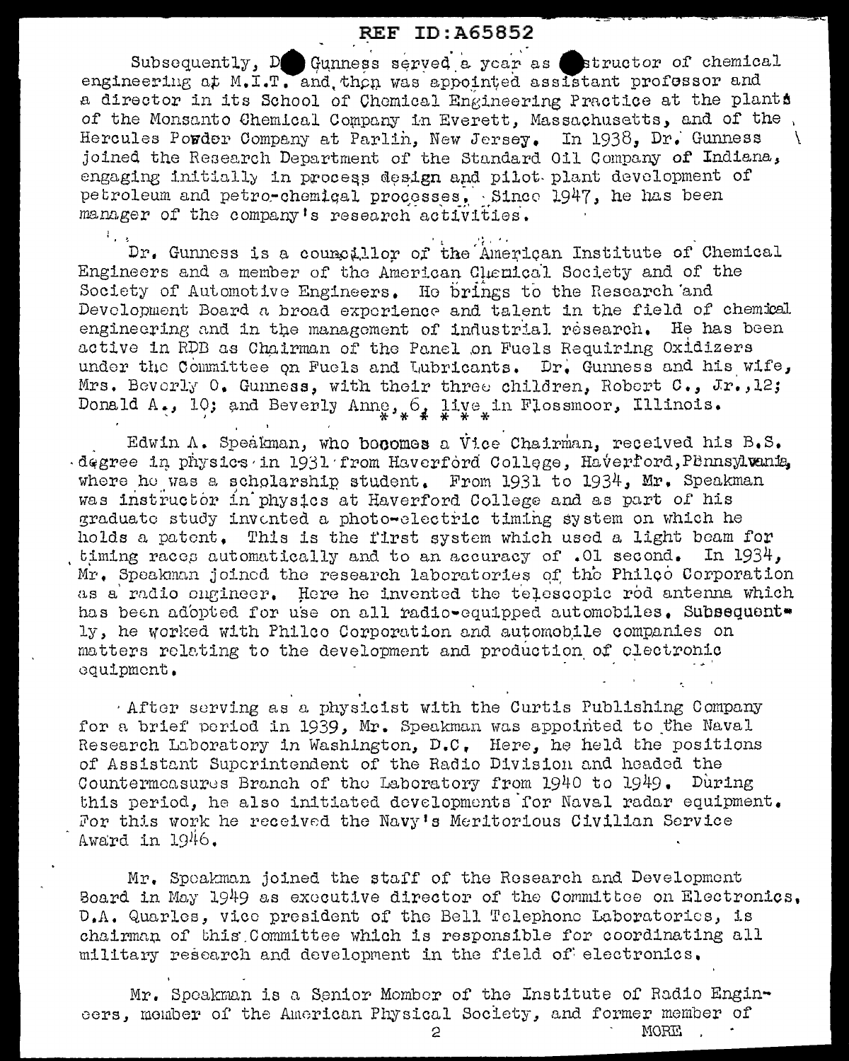Subsequently, Dr. Gunness served a year as instructor of chemical engineering at M.I.T. and then was appointed assistant professor and a director in its School of Chemical Engineering Practice at the plants of the Monsanto Chemical Company in Everett, Massachusetts, and of the Hercules Powder Company at Parlin, New Jersey. In 1938, Dr. Gunness joined the Research Department of the Standard Oil Company of Indiana, engaging initially in process design and pilot plant development of petroleum and petro-chemical processes. Since 1947, he has been manager of the company's research activities.

Dr. Gunness is a councillor of the American Institute of Chemical Engineers and a member of the American Chemical Society and of the Society of Automotive Engineers. He brings to the Research and Development Board a broad experience and talent in the field of chemical engineering and in the management of industrial research. He has been active in RDB as Chairman of the Panel on Fuels Requiring Oxidizers under the Committee on Fuels and Lubricants. Dr. Gunness and his wife, Mrs. Beverly O. Gunness, with their three children, Robert C., Jr., 12; Donald A., 10; and Beverly Anne, 6, live in Flossmoor, Illinois.

\* \* \* \* \* \*

Edwin A. Speakman, who becomes a Vice Chairman, received his B.S. degree in physics in 1931 from Haverford College, Haverford, Pennsylvania, where he was a scholarship student. From 1931 to 1934, Mr. Speakman was instructor in physics at Haverford College and as part of his graduate study invented a photo-electric timing system on which he holds a patent. This is the first system which used a light beam for timing races automatically and to an accuracy of .01 second. In 1934, Mr. Speakman joined the research laboratories of the Philco Corporation as a radio engineer. Here he invented the telescopic rod antenna which has been adopted for use on all radio-equipped automobiles. Subsequently, he worked with Philco Corporation and automobile companies on matters relating to the development and production of electronic equipment.

After serving as a physicist with the Curtis Publishing Company for a brief period in 1939, Mr. Speakman was appointed to the Naval Research Laboratory in Washington, D.C. Here, he held the positions of Assistant Superintendent of the Radio Division and headed the Countermeasures Branch of the Laboratory from 1940 to 1949. During this period, he also initiated developments for Naval radar equipment. For this work he received the Navy's Meritorious Civilian Service Award in 1946.

Mr. Speakman joined the staff of the Research and Development Board in May 1949 as executive director of the Committee on Electronics. D.A. Quarles, vice president of the Bell Telephone Laboratories, is chairman of this Committee which is responsible for coordinating all military research and development in the field of electronics.

Mr. Speakman is a Senior Member of the Institute of Radio Engineers, member of the American Physical Society, and former member of

MORE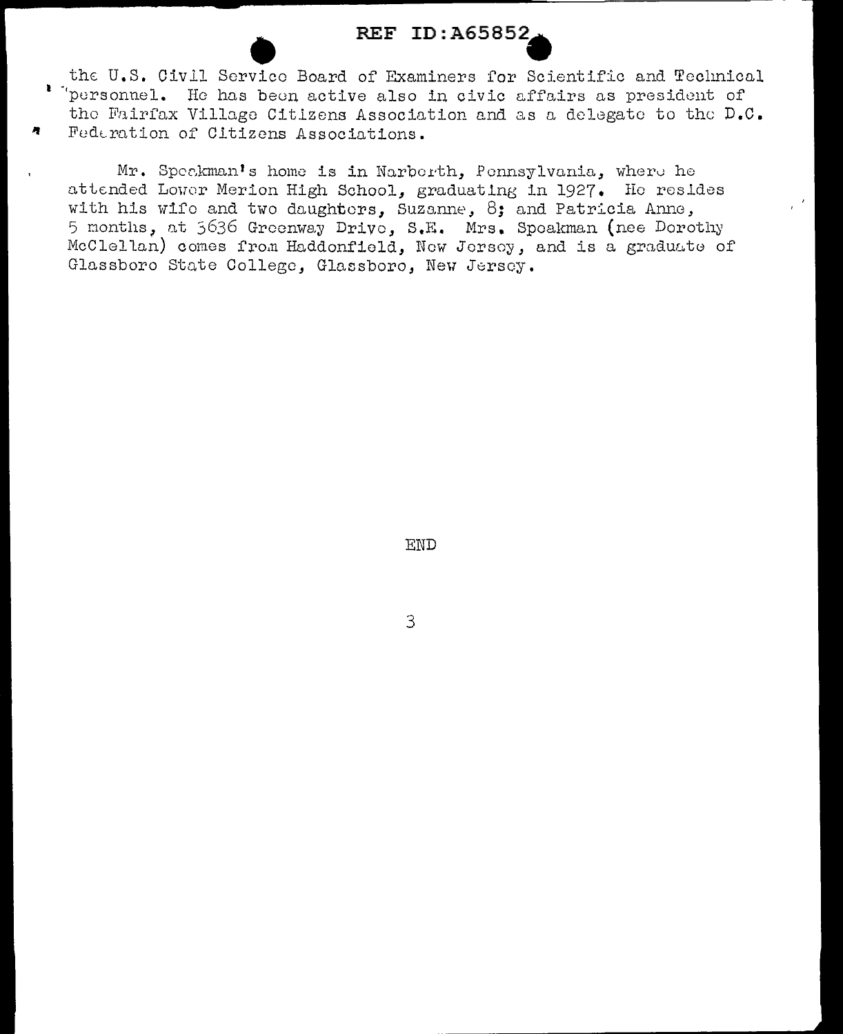the U.S. Civil Service Board of Examiners for Scientific and Technical personnel. He has been active also in civic affairs as president of the Fairfax Village Citizens Association and as a delegate to the D.C. Federation of Citizens Associations.

Mr. Speakman's home is in Narberth, Pennsylvania, where he attended Lower Merion High School, graduating in 1927. He resides with his wife and two daughters, Suzanne, 8; and Patricia Anne, 5 months, at 3636 Greenway Drive, S.E. Mrs. Speakman (nee Dorothy McClellan) comes from Haddonfield, New Jersey, and is a graduate of Glassboro State College, Glassboro, New Jersey.

END